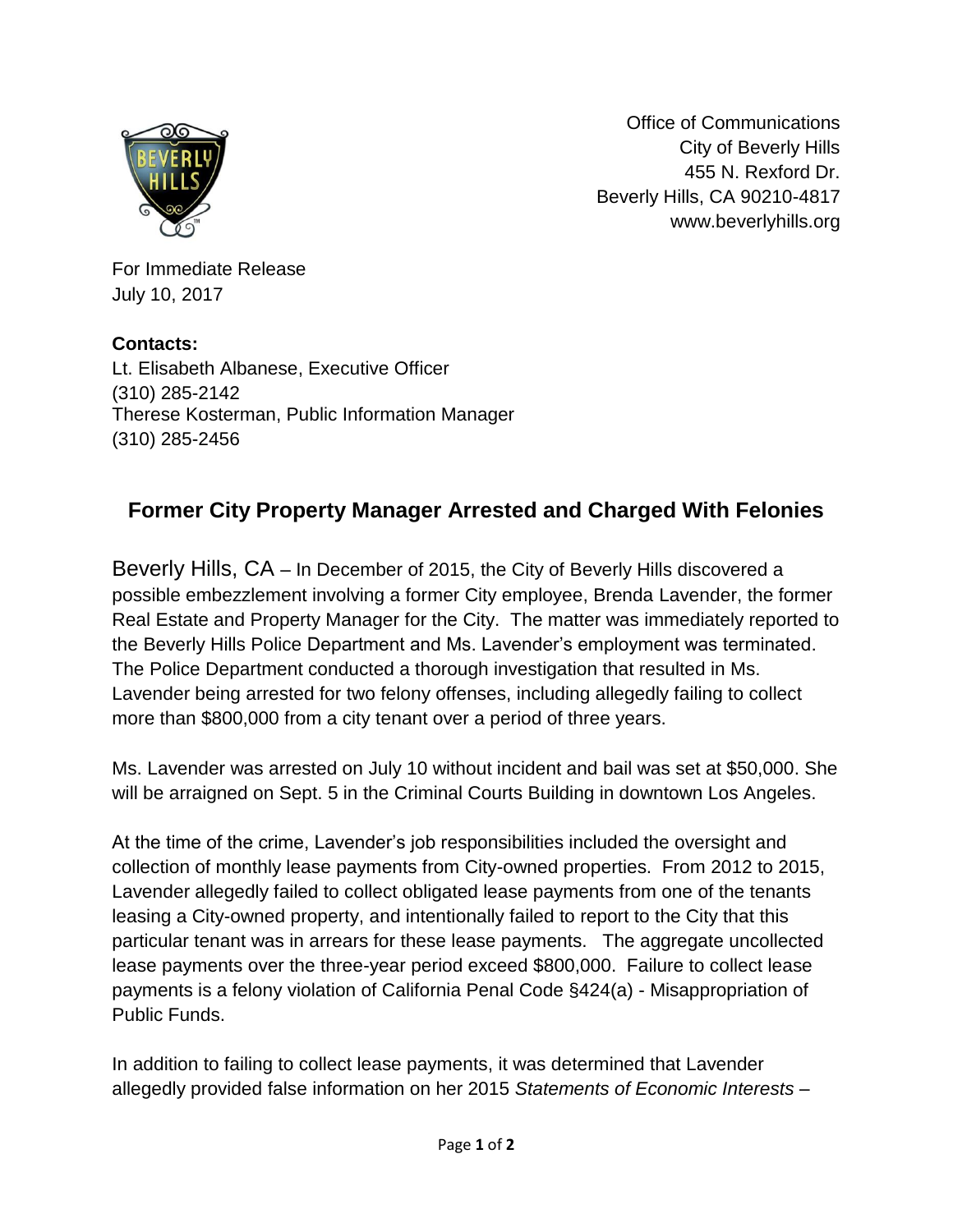Office of Communications
City of Beverly Hills
455 N. Rexford Dr.
Beverly Hills, CA 90210-4817
www.beverlyhills.org

For Immediate Release
July 10, 2017

**Contacts:**
Lt. Elisabeth Albanese, Executive Officer
(310) 285-2142
Therese Kosterman, Public Information Manager
(310) 285-2456

## Former City Property Manager Arrested and Charged With Felonies

Beverly Hills, CA – In December of 2015, the City of Beverly Hills discovered a possible embezzlement involving a former City employee, Brenda Lavender, the former Real Estate and Property Manager for the City. The matter was immediately reported to the Beverly Hills Police Department and Ms. Lavender's employment was terminated. The Police Department conducted a thorough investigation that resulted in Ms. Lavender being arrested for two felony offenses, including allegedly failing to collect more than $800,000 from a city tenant over a period of three years.

Ms. Lavender was arrested on July 10 without incident and bail was set at $50,000. She will be arraigned on Sept. 5 in the Criminal Courts Building in downtown Los Angeles.

At the time of the crime, Lavender's job responsibilities included the oversight and collection of monthly lease payments from City-owned properties. From 2012 to 2015, Lavender allegedly failed to collect obligated lease payments from one of the tenants leasing a City-owned property, and intentionally failed to report to the City that this particular tenant was in arrears for these lease payments. The aggregate uncollected lease payments over the three-year period exceed $800,000. Failure to collect lease payments is a felony violation of California Penal Code §424(a) - Misappropriation of Public Funds.

In addition to failing to collect lease payments, it was determined that Lavender allegedly provided false information on her 2015 *Statements of Economic Interests* –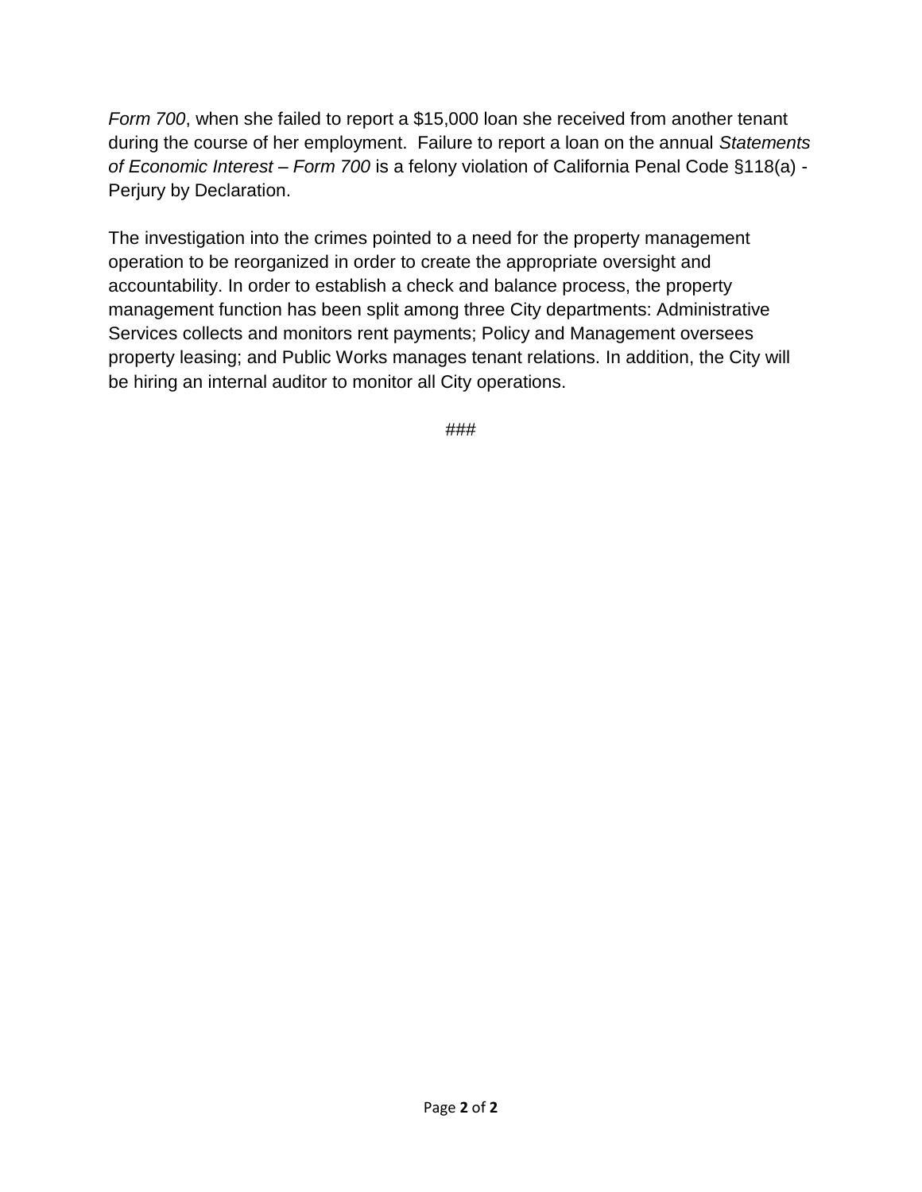*Form 700*, when she failed to report a $15,000 loan she received from another tenant during the course of her employment. Failure to report a loan on the annual *Statements of Economic Interest – Form 700* is a felony violation of California Penal Code §118(a) - Perjury by Declaration.

The investigation into the crimes pointed to a need for the property management operation to be reorganized in order to create the appropriate oversight and accountability. In order to establish a check and balance process, the property management function has been split among three City departments: Administrative Services collects and monitors rent payments; Policy and Management oversees property leasing; and Public Works manages tenant relations. In addition, the City will be hiring an internal auditor to monitor all City operations.

###